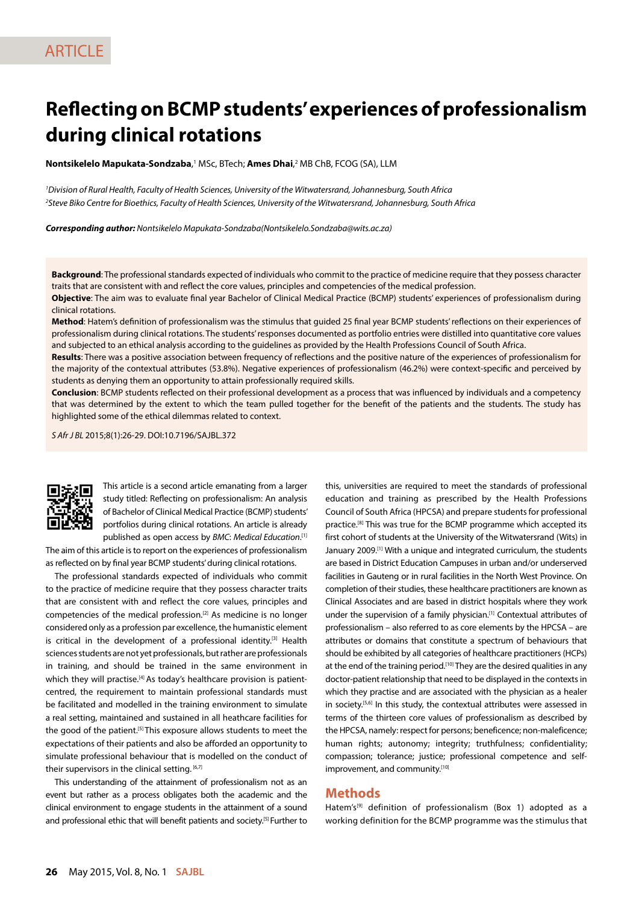ARTICLE

# Reflecting on BCMP students' experiences of professionalism during clinical rotations

**Nontsikelelo Mapukata-Sondzaba**,[1] MSc, BTech; **Ames Dhai**,[2] MB ChB, FCOG (SA), LLM

[1]*Division of Rural Health, Faculty of Health Sciences, University of the Witwatersrand, Johannesburg, South Africa*
[2]*Steve Biko Centre for Bioethics, Faculty of Health Sciences, University of the Witwatersrand, Johannesburg, South Africa*

***Corresponding author:*** *Nontsikelelo Mapukata-Sondzaba(Nontsikelelo.Sondzaba@wits.ac.za)*

**Background**: The professional standards expected of individuals who commit to the practice of medicine require that they possess character traits that are consistent with and reflect the core values, principles and competencies of the medical profession.

**Objective**: The aim was to evaluate final year Bachelor of Clinical Medical Practice (BCMP) students' experiences of professionalism during clinical rotations.

**Method**: Hatem's definition of professionalism was the stimulus that guided 25 final year BCMP students' reflections on their experiences of professionalism during clinical rotations. The students' responses documented as portfolio entries were distilled into quantitative core values and subjected to an ethical analysis according to the guidelines as provided by the Health Professions Council of South Africa.

**Results**: There was a positive association between frequency of reflections and the positive nature of the experiences of professionalism for the majority of the contextual attributes (53.8%). Negative experiences of professionalism (46.2%) were context-specific and perceived by students as denying them an opportunity to attain professionally required skills.

**Conclusion**: BCMP students reflected on their professional development as a process that was influenced by individuals and a competency that was determined by the extent to which the team pulled together for the benefit of the patients and the students. The study has highlighted some of the ethical dilemmas related to context.

*S Afr J BL* 2015;8(1):26-29. DOI:10.7196/SAJBL.372

This article is a second article emanating from a larger study titled: Reflecting on professionalism: An analysis of Bachelor of Clinical Medical Practice (BCMP) students' portfolios during clinical rotations. An article is already published as open access by *BMC: Medical Education*.[1]

The aim of this article is to report on the experiences of professionalism as reflected on by final year BCMP students' during clinical rotations.

The professional standards expected of individuals who commit to the practice of medicine require that they possess character traits that are consistent with and reflect the core values, principles and competencies of the medical profession.[2] As medicine is no longer considered only as a profession par excellence, the humanistic element is critical in the development of a professional identity.[3] Health sciences students are not yet professionals, but rather are professionals in training, and should be trained in the same environment in which they will practise.[4] As today's healthcare provision is patient-centred, the requirement to maintain professional standards must be facilitated and modelled in the training environment to simulate a real setting, maintained and sustained in all heathcare facilities for the good of the patient.[5] This exposure allows students to meet the expectations of their patients and also be afforded an opportunity to simulate professional behaviour that is modelled on the conduct of their supervisors in the clinical setting.[6,7]

This understanding of the attainment of professionalism not as an event but rather as a process obligates both the academic and the clinical environment to engage students in the attainment of a sound and professional ethic that will benefit patients and society.[5] Further to this, universities are required to meet the standards of professional education and training as prescribed by the Health Professions Council of South Africa (HPCSA) and prepare students for professional practice.[8] This was true for the BCMP programme which accepted its first cohort of students at the University of the Witwatersrand (Wits) in January 2009.[1] With a unique and integrated curriculum, the students are based in District Education Campuses in urban and/or underserved facilities in Gauteng or in rural facilities in the North West Province. On completion of their studies, these healthcare practitioners are known as Clinical Associates and are based in district hospitals where they work under the supervision of a family physician.[1] Contextual attributes of professionalism – also referred to as core elements by the HPCSA – are attributes or domains that constitute a spectrum of behaviours that should be exhibited by all categories of healthcare practitioners (HCPs) at the end of the training period.[10] They are the desired qualities in any doctor-patient relationship that need to be displayed in the contexts in which they practise and are associated with the physician as a healer in society.[5,6] In this study, the contextual attributes were assessed in terms of the thirteen core values of professionalism as described by the HPCSA, namely: respect for persons; beneficence; non-maleficence; human rights; autonomy; integrity; truthfulness; confidentiality; compassion; tolerance; justice; professional competence and self-improvement, and community.[10]

## Methods

Hatem's[9] definition of professionalism (Box 1) adopted as a working definition for the BCMP programme was the stimulus that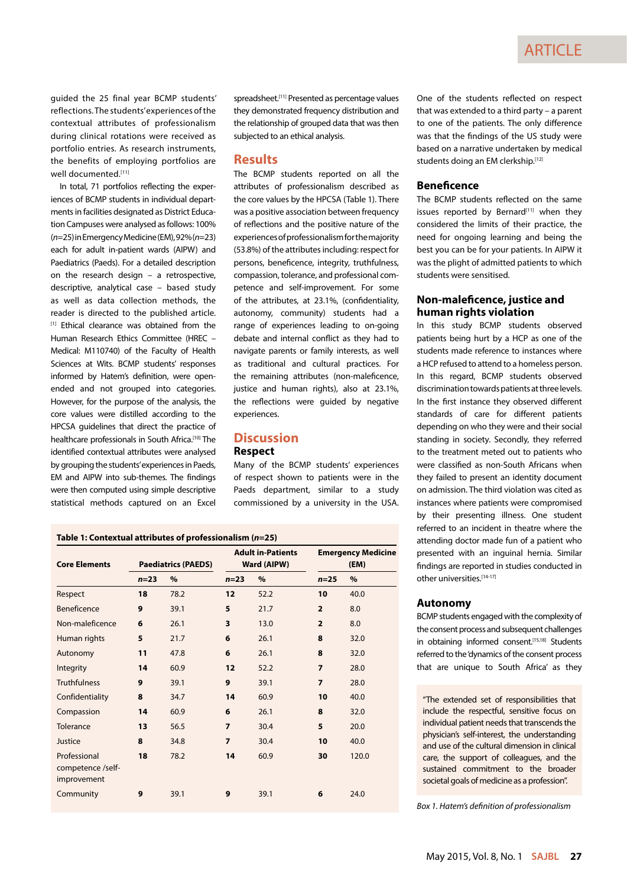guided the 25 final year BCMP students' reflections. The students' experiences of the contextual attributes of professionalism during clinical rotations were received as portfolio entries. As research instruments, the benefits of employing portfolios are well documented.[11]

In total, 71 portfolios reflecting the experiences of BCMP students in individual departments in facilities designated as District Education Campuses were analysed as follows: 100% ($n$=25) in Emergency Medicine (EM), 92% ($n$=23) each for adult in-patient wards (AIPW) and Paediatrics (Paeds). For a detailed description on the research design – a retrospective, descriptive, analytical case – based study as well as data collection methods, the reader is directed to the published article.[1] Ethical clearance was obtained from the Human Research Ethics Committee (HREC – Medical: M110740) of the Faculty of Health Sciences at Wits. BCMP students' responses informed by Hatem's definition, were open-ended and not grouped into categories. However, for the purpose of the analysis, the core values were distilled according to the HPCSA guidelines that direct the practice of healthcare professionals in South Africa.[10] The identified contextual attributes were analysed by grouping the students' experiences in Paeds, EM and AIPW into sub-themes. The findings were then computed using simple descriptive statistical methods captured on an Excel spreadsheet.[11] Presented as percentage values they demonstrated frequency distribution and the relationship of grouped data that was then subjected to an ethical analysis.

## Results

The BCMP students reported on all the attributes of professionalism described as the core values by the HPCSA (Table 1). There was a positive association between frequency of reflections and the positive nature of the experiences of professionalism for the majority (53.8%) of the attributes including: respect for persons, beneficence, integrity, truthfulness, compassion, tolerance, and professional competence and self-improvement. For some of the attributes, at 23.1%, (confidentiality, autonomy, community) students had a range of experiences leading to on-going debate and internal conflict as they had to navigate parents or family interests, as well as traditional and cultural practices. For the remaining attributes (non-maleficence, justice and human rights), also at 23.1%, the reflections were guided by negative experiences.

**Table 1: Contextual attributes of professionalism ($n$=25)**

| Core Elements | Paediatrics (PAEDS) | | Adult in-Patients Ward (AIPW) | | Emergency Medicine (EM) | |
|---|---|---|---|---|---|---|
| | $n$=23 | % | $n$=23 | % | $n$=25 | % |
| Respect | **18** | 78.2 | **12** | 52.2 | **10** | 40.0 |
| Beneficence | **9** | 39.1 | **5** | 21.7 | **2** | 8.0 |
| Non-maleficence | **6** | 26.1 | **3** | 13.0 | **2** | 8.0 |
| Human rights | **5** | 21.7 | **6** | 26.1 | **8** | 32.0 |
| Autonomy | **11** | 47.8 | **6** | 26.1 | **8** | 32.0 |
| Integrity | **14** | 60.9 | **12** | 52.2 | **7** | 28.0 |
| Truthfulness | **9** | 39.1 | **9** | 39.1 | **7** | 28.0 |
| Confidentiality | **8** | 34.7 | **14** | 60.9 | **10** | 40.0 |
| Compassion | **14** | 60.9 | **6** | 26.1 | **8** | 32.0 |
| Tolerance | **13** | 56.5 | **7** | 30.4 | **5** | 20.0 |
| Justice | **8** | 34.8 | **7** | 30.4 | **10** | 40.0 |
| Professional competence /self-improvement | **18** | 78.2 | **14** | 60.9 | **30** | 120.0 |
| Community | **9** | 39.1 | **9** | 39.1 | **6** | 24.0 |

## Discussion

### Respect

Many of the BCMP students' experiences of respect shown to patients were in the Paeds department, similar to a study commissioned by a university in the USA. One of the students reflected on respect that was extended to a third party – a parent to one of the patients. The only difference was that the findings of the US study were based on a narrative undertaken by medical students doing an EM clerkship.[12]

### Beneficence

The BCMP students reflected on the same issues reported by Bernard[11] when they considered the limits of their practice, the need for ongoing learning and being the best you can be for your patients. In AIPW it was the plight of admitted patients to which students were sensitised.

### Non-maleficence, justice and human rights violation

In this study BCMP students observed patients being hurt by a HCP as one of the students made reference to instances where a HCP refused to attend to a homeless person. In this regard, BCMP students observed discrimination towards patients at three levels. In the first instance they observed different standards of care for different patients depending on who they were and their social standing in society. Secondly, they referred to the treatment meted out to patients who were classified as non-South Africans when they failed to present an identity document on admission. The third violation was cited as instances where patients were compromised by their presenting illness. One student referred to an incident in theatre where the attending doctor made fun of a patient who presented with an inguinal hernia. Similar findings are reported in studies conducted in other universities.[14-17]

### Autonomy

BCMP students engaged with the complexity of the consent process and subsequent challenges in obtaining informed consent.[15,18] Students referred to the 'dynamics of the consent process that are unique to South Africa' as they

> "The extended set of responsibilities that include the respectful, sensitive focus on individual patient needs that transcends the physician's self-interest, the understanding and use of the cultural dimension in clinical care, the support of colleagues, and the sustained commitment to the broader societal goals of medicine as a profession".

*Box 1. Hatem's definition of professionalism*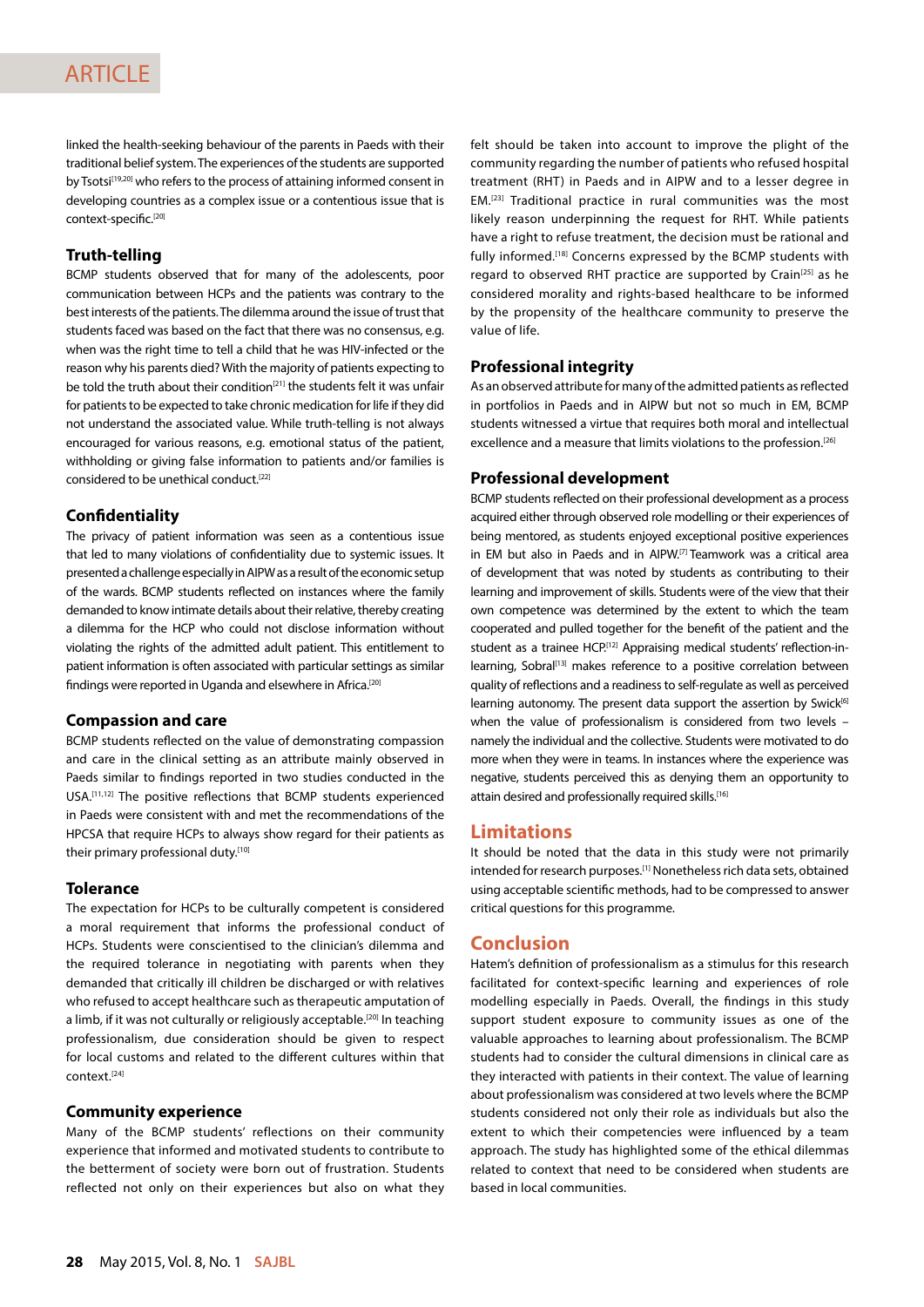linked the health-seeking behaviour of the parents in Paeds with their traditional belief system. The experiences of the students are supported by Tsotsi[19,20] who refers to the process of attaining informed consent in developing countries as a complex issue or a contentious issue that is context-specific.[20]

### Truth-telling

BCMP students observed that for many of the adolescents, poor communication between HCPs and the patients was contrary to the best interests of the patients. The dilemma around the issue of trust that students faced was based on the fact that there was no consensus, e.g. when was the right time to tell a child that he was HIV-infected or the reason why his parents died? With the majority of patients expecting to be told the truth about their condition[21] the students felt it was unfair for patients to be expected to take chronic medication for life if they did not understand the associated value. While truth-telling is not always encouraged for various reasons, e.g. emotional status of the patient, withholding or giving false information to patients and/or families is considered to be unethical conduct.[22]

### Confidentiality

The privacy of patient information was seen as a contentious issue that led to many violations of confidentiality due to systemic issues. It presented a challenge especially in AIPW as a result of the economic setup of the wards. BCMP students reflected on instances where the family demanded to know intimate details about their relative, thereby creating a dilemma for the HCP who could not disclose information without violating the rights of the admitted adult patient. This entitlement to patient information is often associated with particular settings as similar findings were reported in Uganda and elsewhere in Africa.[20]

### Compassion and care

BCMP students reflected on the value of demonstrating compassion and care in the clinical setting as an attribute mainly observed in Paeds similar to findings reported in two studies conducted in the USA.[11,12] The positive reflections that BCMP students experienced in Paeds were consistent with and met the recommendations of the HPCSA that require HCPs to always show regard for their patients as their primary professional duty.[10]

### Tolerance

The expectation for HCPs to be culturally competent is considered a moral requirement that informs the professional conduct of HCPs. Students were conscientised to the clinician's dilemma and the required tolerance in negotiating with parents when they demanded that critically ill children be discharged or with relatives who refused to accept healthcare such as therapeutic amputation of a limb, if it was not culturally or religiously acceptable.[20] In teaching professionalism, due consideration should be given to respect for local customs and related to the different cultures within that context.[24]

### Community experience

Many of the BCMP students' reflections on their community experience that informed and motivated students to contribute to the betterment of society were born out of frustration. Students reflected not only on their experiences but also on what they felt should be taken into account to improve the plight of the community regarding the number of patients who refused hospital treatment (RHT) in Paeds and in AIPW and to a lesser degree in EM.[23] Traditional practice in rural communities was the most likely reason underpinning the request for RHT. While patients have a right to refuse treatment, the decision must be rational and fully informed.[18] Concerns expressed by the BCMP students with regard to observed RHT practice are supported by Crain[25] as he considered morality and rights-based healthcare to be informed by the propensity of the healthcare community to preserve the value of life.

### Professional integrity

As an observed attribute for many of the admitted patients as reflected in portfolios in Paeds and in AIPW but not so much in EM, BCMP students witnessed a virtue that requires both moral and intellectual excellence and a measure that limits violations to the profession.[26]

### Professional development

BCMP students reflected on their professional development as a process acquired either through observed role modelling or their experiences of being mentored, as students enjoyed exceptional positive experiences in EM but also in Paeds and in AIPW.[7] Teamwork was a critical area of development that was noted by students as contributing to their learning and improvement of skills. Students were of the view that their own competence was determined by the extent to which the team cooperated and pulled together for the benefit of the patient and the student as a trainee HCP.[12] Appraising medical students' reflection-in-learning, Sobral[13] makes reference to a positive correlation between quality of reflections and a readiness to self-regulate as well as perceived learning autonomy. The present data support the assertion by Swick[6] when the value of professionalism is considered from two levels – namely the individual and the collective. Students were motivated to do more when they were in teams. In instances where the experience was negative, students perceived this as denying them an opportunity to attain desired and professionally required skills.[16]

## Limitations

It should be noted that the data in this study were not primarily intended for research purposes.[1] Nonetheless rich data sets, obtained using acceptable scientific methods, had to be compressed to answer critical questions for this programme.

## Conclusion

Hatem's definition of professionalism as a stimulus for this research facilitated for context-specific learning and experiences of role modelling especially in Paeds. Overall, the findings in this study support student exposure to community issues as one of the valuable approaches to learning about professionalism. The BCMP students had to consider the cultural dimensions in clinical care as they interacted with patients in their context. The value of learning about professionalism was considered at two levels where the BCMP students considered not only their role as individuals but also the extent to which their competencies were influenced by a team approach. The study has highlighted some of the ethical dilemmas related to context that need to be considered when students are based in local communities.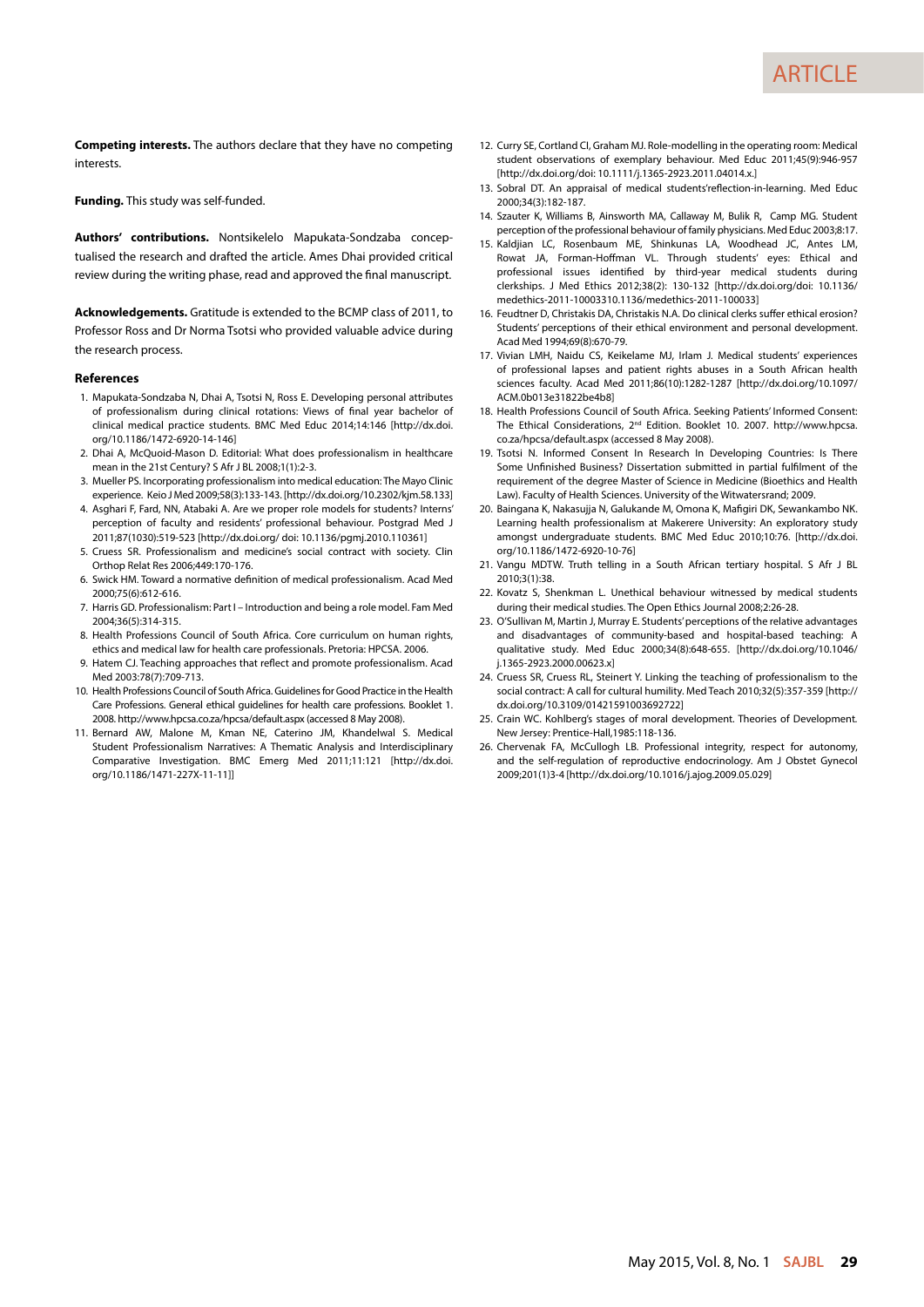**Competing interests.** The authors declare that they have no competing interests.

**Funding.** This study was self-funded.

**Authors' contributions.** Nontsikelelo Mapukata-Sondzaba conceptualised the research and drafted the article. Ames Dhai provided critical review during the writing phase, read and approved the final manuscript.

**Acknowledgements.** Gratitude is extended to the BCMP class of 2011, to Professor Ross and Dr Norma Tsotsi who provided valuable advice during the research process.

### References

1. Mapukata-Sondzaba N, Dhai A, Tsotsi N, Ross E. Developing personal attributes of professionalism during clinical rotations: Views of final year bachelor of clinical medical practice students. BMC Med Educ 2014;14:146 [http://dx.doi.org/10.1186/1472-6920-14-146]
2. Dhai A, McQuoid-Mason D. Editorial: What does professionalism in healthcare mean in the 21st Century? S Afr J BL 2008;1(1):2-3.
3. Mueller PS. Incorporating professionalism into medical education: The Mayo Clinic experience. Keio J Med 2009;58(3):133-143. [http://dx.doi.org/10.2302/kjm.58.133]
4. Asghari F, Fard, NN, Atabaki A. Are we proper role models for students? Interns' perception of faculty and residents' professional behaviour. Postgrad Med J 2011;87(1030):519-523 [http://dx.doi.org/ doi: 10.1136/pgmj.2010.110361]
5. Cruess SR. Professionalism and medicine's social contract with society. Clin Orthop Relat Res 2006;449:170-176.
6. Swick HM. Toward a normative definition of medical professionalism. Acad Med 2000;75(6):612-616.
7. Harris GD. Professionalism: Part I – Introduction and being a role model. Fam Med 2004;36(5):314-315.
8. Health Professions Council of South Africa. Core curriculum on human rights, ethics and medical law for health care professionals. Pretoria: HPCSA. 2006.
9. Hatem CJ. Teaching approaches that reflect and promote professionalism. Acad Med 2003:78(7):709-713.
10. Health Professions Council of South Africa. Guidelines for Good Practice in the Health Care Professions. General ethical guidelines for health care professions. Booklet 1. 2008. http://www.hpcsa.co.za/hpcsa/default.aspx (accessed 8 May 2008).
11. Bernard AW, Malone M, Kman NE, Caterino JM, Khandelwal S. Medical Student Professionalism Narratives: A Thematic Analysis and Interdisciplinary Comparative Investigation. BMC Emerg Med 2011;11:121 [http://dx.doi.org/10.1186/1471-227X-11-11]]
12. Curry SE, Cortland CI, Graham MJ. Role-modelling in the operating room: Medical student observations of exemplary behaviour. Med Educ 2011;45(9):946-957 [http://dx.doi.org/doi: 10.1111/j.1365-2923.2011.04014.x.]
13. Sobral DT. An appraisal of medical students'reflection-in-learning. Med Educ 2000;34(3):182-187.
14. Szauter K, Williams B, Ainsworth MA, Callaway M, Bulik R, Camp MG. Student perception of the professional behaviour of family physicians. Med Educ 2003;8:17.
15. Kaldjian LC, Rosenbaum ME, Shinkunas LA, Woodhead JC, Antes LM, Rowat JA, Forman-Hoffman VL. Through students' eyes: Ethical and professional issues identified by third-year medical students during clerkships. J Med Ethics 2012;38(2): 130-132 [http://dx.doi.org/doi: 10.1136/medethics-2011-10003310.1136/medethics-2011-100033]
16. Feudtner D, Christakis DA, Christakis N.A. Do clinical clerks suffer ethical erosion? Students' perceptions of their ethical environment and personal development. Acad Med 1994;69(8):670-79.
17. Vivian LMH, Naidu CS, Keikelame MJ, Irlam J. Medical students' experiences of professional lapses and patient rights abuses in a South African health sciences faculty. Acad Med 2011;86(10):1282-1287 [http://dx.doi.org/10.1097/ACM.0b013e31822be4b8]
18. Health Professions Council of South Africa. Seeking Patients' Informed Consent: The Ethical Considerations, 2nd Edition. Booklet 10. 2007. http://www.hpcsa.co.za/hpcsa/default.aspx (accessed 8 May 2008).
19. Tsotsi N. Informed Consent In Research In Developing Countries: Is There Some Unfinished Business? Dissertation submitted in partial fulfilment of the requirement of the degree Master of Science in Medicine (Bioethics and Health Law). Faculty of Health Sciences. University of the Witwatersrand; 2009.
20. Baingana K, Nakasujja N, Galukande M, Omona K, Mafigiri DK, Sewankambo NK. Learning health professionalism at Makerere University: An exploratory study amongst undergraduate students. BMC Med Educ 2010;10:76. [http://dx.doi.org/10.1186/1472-6920-10-76]
21. Vangu MDTW. Truth telling in a South African tertiary hospital. S Afr J BL 2010;3(1):38.
22. Kovatz S, Shenkman L. Unethical behaviour witnessed by medical students during their medical studies. The Open Ethics Journal 2008;2:26-28.
23. O'Sullivan M, Martin J, Murray E. Students' perceptions of the relative advantages and disadvantages of community-based and hospital-based teaching: A qualitative study. Med Educ 2000;34(8):648-655. [http://dx.doi.org/10.1046/j.1365-2923.2000.00623.x]
24. Cruess SR, Cruess RL, Steinert Y. Linking the teaching of professionalism to the social contract: A call for cultural humility. Med Teach 2010;32(5):357-359 [http://dx.doi.org/10.3109/01421591003692722]
25. Crain WC. Kohlberg's stages of moral development. Theories of Development. New Jersey: Prentice-Hall,1985:118-136.
26. Chervenak FA, McCullogh LB. Professional integrity, respect for autonomy, and the self-regulation of reproductive endocrinology. Am J Obstet Gynecol 2009;201(1)3-4 [http://dx.doi.org/10.1016/j.ajog.2009.05.029]